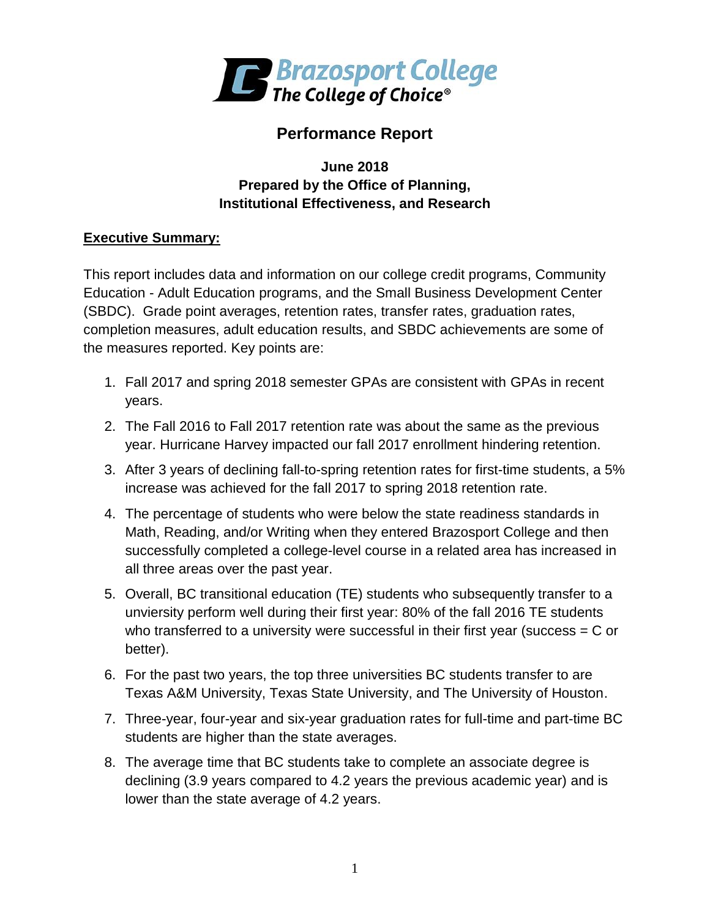# Brazosport College
The College of Choice®

## Performance Report

**June 2018**
**Prepared by the Office of Planning,**
**Institutional Effectiveness, and Research**

**Executive Summary:**

This report includes data and information on our college credit programs, Community Education - Adult Education programs, and the Small Business Development Center (SBDC). Grade point averages, retention rates, transfer rates, graduation rates, completion measures, adult education results, and SBDC achievements are some of the measures reported. Key points are:

1. Fall 2017 and spring 2018 semester GPAs are consistent with GPAs in recent years.
2. The Fall 2016 to Fall 2017 retention rate was about the same as the previous year. Hurricane Harvey impacted our fall 2017 enrollment hindering retention.
3. After 3 years of declining fall-to-spring retention rates for first-time students, a 5% increase was achieved for the fall 2017 to spring 2018 retention rate.
4. The percentage of students who were below the state readiness standards in Math, Reading, and/or Writing when they entered Brazosport College and then successfully completed a college-level course in a related area has increased in all three areas over the past year.
5. Overall, BC transitional education (TE) students who subsequently transfer to a unviersity perform well during their first year: 80% of the fall 2016 TE students who transferred to a university were successful in their first year (success = C or better).
6. For the past two years, the top three universities BC students transfer to are Texas A&M University, Texas State University, and The University of Houston.
7. Three-year, four-year and six-year graduation rates for full-time and part-time BC students are higher than the state averages.
8. The average time that BC students take to complete an associate degree is declining (3.9 years compared to 4.2 years the previous academic year) and is lower than the state average of 4.2 years.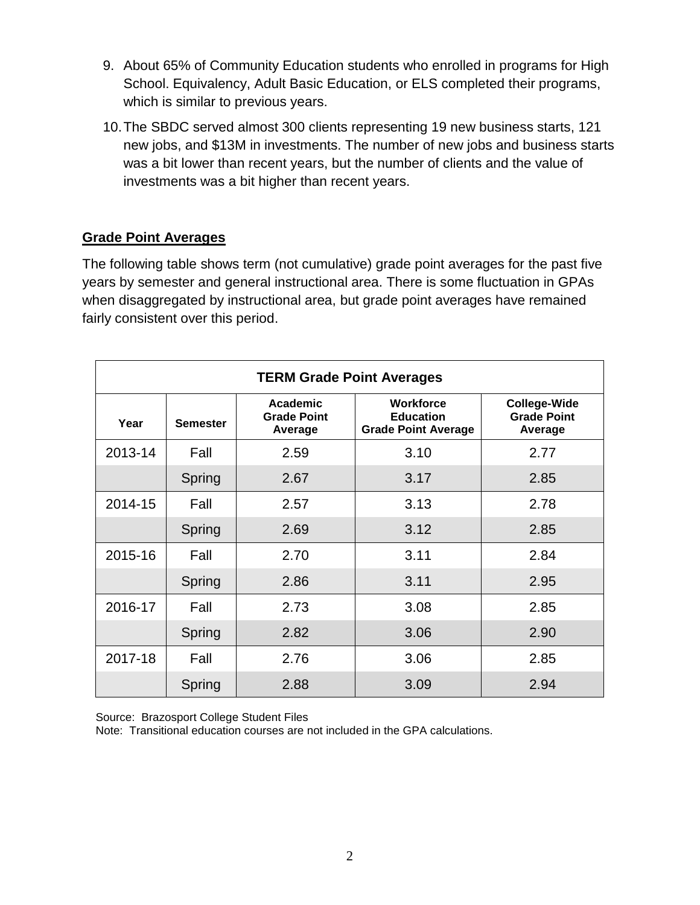9. About 65% of Community Education students who enrolled in programs for High School. Equivalency, Adult Basic Education, or ELS completed their programs, which is similar to previous years.

10. The SBDC served almost 300 clients representing 19 new business starts, 121 new jobs, and $13M in investments. The number of new jobs and business starts was a bit lower than recent years, but the number of clients and the value of investments was a bit higher than recent years.

## Grade Point Averages

The following table shows term (not cumulative) grade point averages for the past five years by semester and general instructional area. There is some fluctuation in GPAs when disaggregated by instructional area, but grade point averages have remained fairly consistent over this period.

**TERM Grade Point Averages**

| Year | Semester | Academic Grade Point Average | Workforce Education Grade Point Average | College-Wide Grade Point Average |
|---|---|---|---|---|
| 2013-14 | Fall | 2.59 | 3.10 | 2.77 |
| | Spring | 2.67 | 3.17 | 2.85 |
| 2014-15 | Fall | 2.57 | 3.13 | 2.78 |
| | Spring | 2.69 | 3.12 | 2.85 |
| 2015-16 | Fall | 2.70 | 3.11 | 2.84 |
| | Spring | 2.86 | 3.11 | 2.95 |
| 2016-17 | Fall | 2.73 | 3.08 | 2.85 |
| | Spring | 2.82 | 3.06 | 2.90 |
| 2017-18 | Fall | 2.76 | 3.06 | 2.85 |
| | Spring | 2.88 | 3.09 | 2.94 |

Source: Brazosport College Student Files
Note: Transitional education courses are not included in the GPA calculations.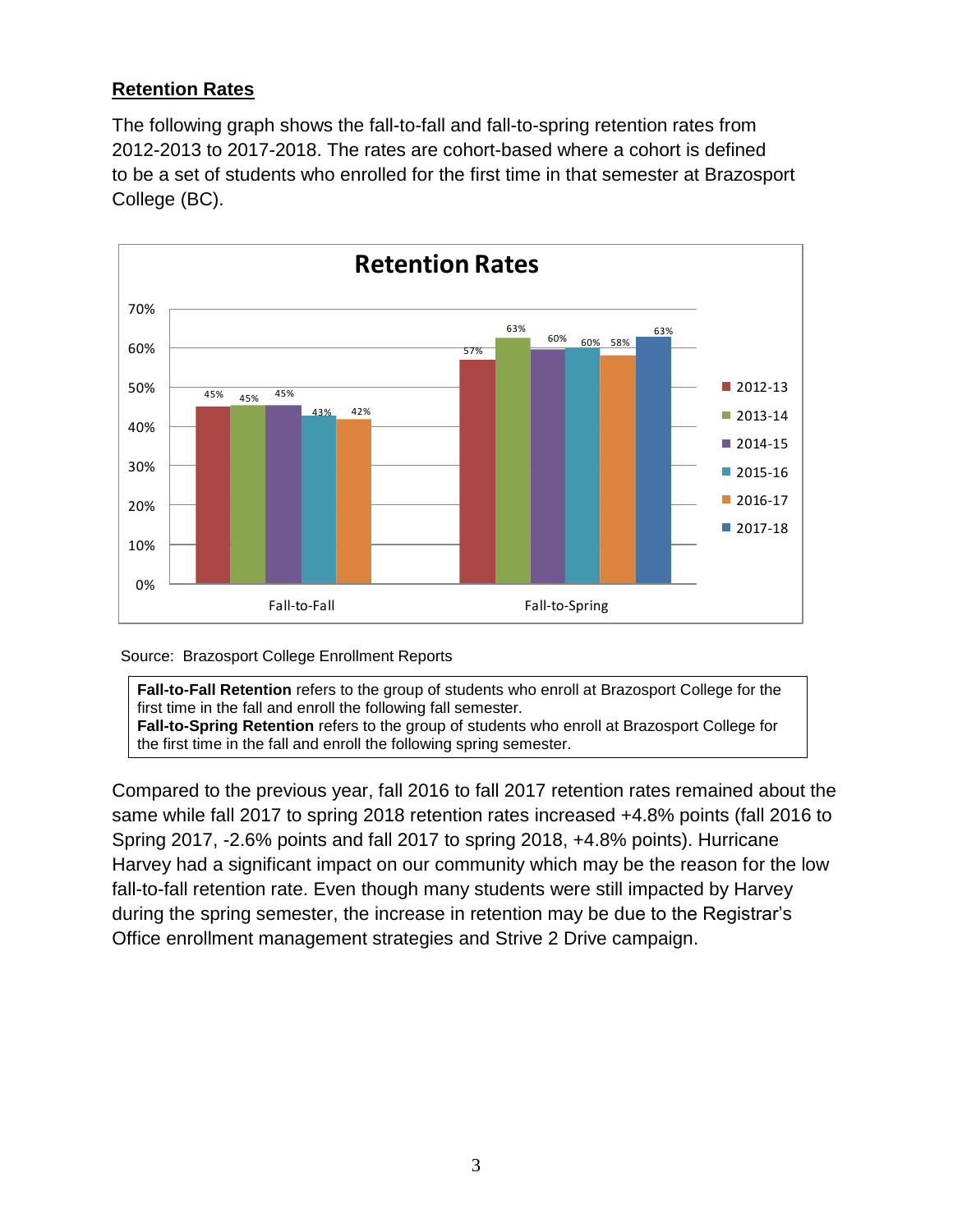## Retention Rates

The following graph shows the fall-to-fall and fall-to-spring retention rates from 2012-2013 to 2017-2018. The rates are cohort-based where a cohort is defined to be a set of students who enrolled for the first time in that semester at Brazosport College (BC).

**Retention Rates**

| | 2012-13 | 2013-14 | 2014-15 | 2015-16 | 2016-17 | 2017-18 |
|---|---|---|---|---|---|---|
| Fall-to-Fall | 45% | 45% | 45% | 43% | 42% | |
| Fall-to-Spring | 57% | 63% | 60% | 60% | 58% | 63% |

Source: Brazosport College Enrollment Reports

**Fall-to-Fall Retention** refers to the group of students who enroll at Brazosport College for the first time in the fall and enroll the following fall semester.
**Fall-to-Spring Retention** refers to the group of students who enroll at Brazosport College for the first time in the fall and enroll the following spring semester.

Compared to the previous year, fall 2016 to fall 2017 retention rates remained about the same while fall 2017 to spring 2018 retention rates increased +4.8% points (fall 2016 to Spring 2017, -2.6% points and fall 2017 to spring 2018, +4.8% points). Hurricane Harvey had a significant impact on our community which may be the reason for the low fall-to-fall retention rate. Even though many students were still impacted by Harvey during the spring semester, the increase in retention may be due to the Registrar's Office enrollment management strategies and Strive 2 Drive campaign.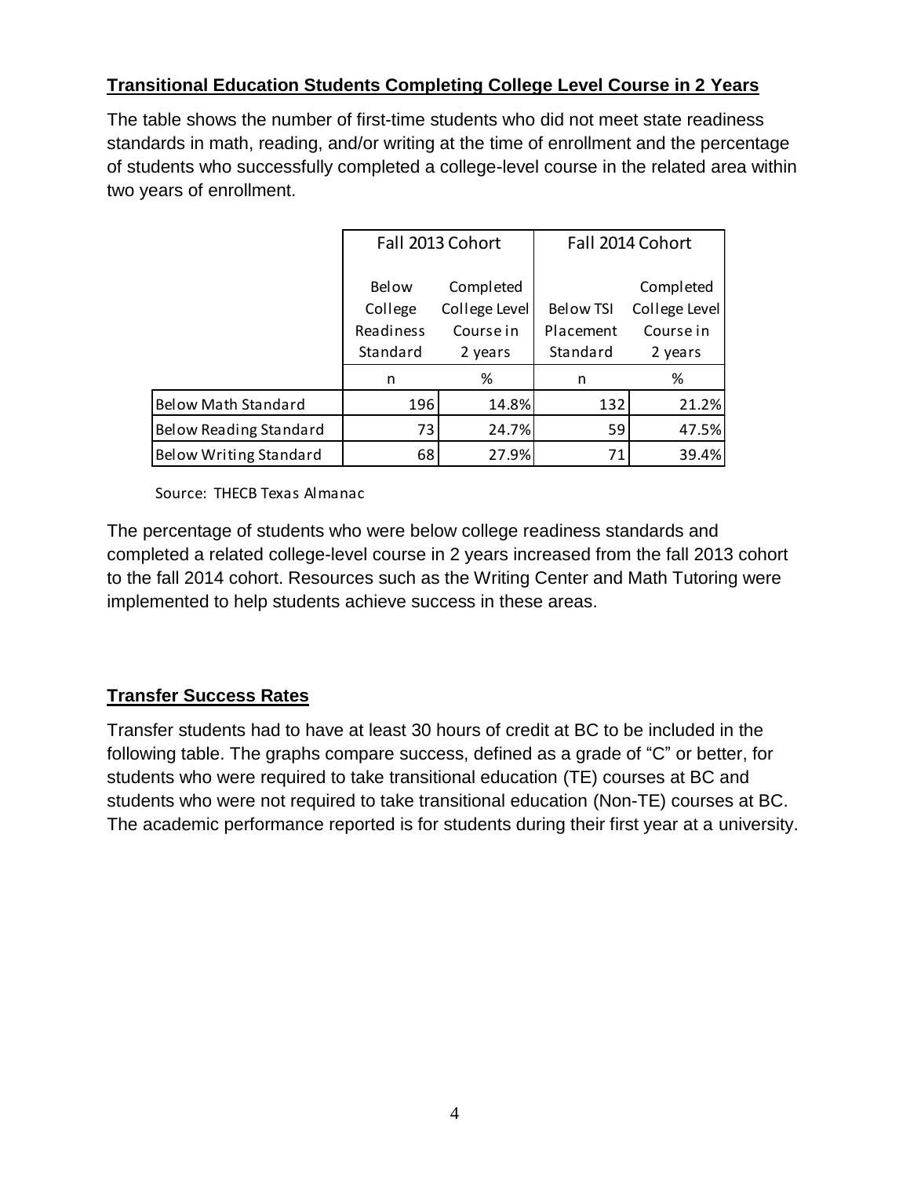**Transitional Education Students Completing College Level Course in 2 Years**

The table shows the number of first-time students who did not meet state readiness standards in math, reading, and/or writing at the time of enrollment and the percentage of students who successfully completed a college-level course in the related area within two years of enrollment.

| | Fall 2013 Cohort | | Fall 2014 Cohort | |
|---|---|---|---|---|
| | Below College Readiness Standard | Completed College Level Course in 2 years | Below TSI Placement Standard | Completed College Level Course in 2 years |
| | n | % | n | % |
| Below Math Standard | 196 | 14.8% | 132 | 21.2% |
| Below Reading Standard | 73 | 24.7% | 59 | 47.5% |
| Below Writing Standard | 68 | 27.9% | 71 | 39.4% |

Source: THECB Texas Almanac

The percentage of students who were below college readiness standards and completed a related college-level course in 2 years increased from the fall 2013 cohort to the fall 2014 cohort. Resources such as the Writing Center and Math Tutoring were implemented to help students achieve success in these areas.

**Transfer Success Rates**

Transfer students had to have at least 30 hours of credit at BC to be included in the following table. The graphs compare success, defined as a grade of "C" or better, for students who were required to take transitional education (TE) courses at BC and students who were not required to take transitional education (Non-TE) courses at BC. The academic performance reported is for students during their first year at a university.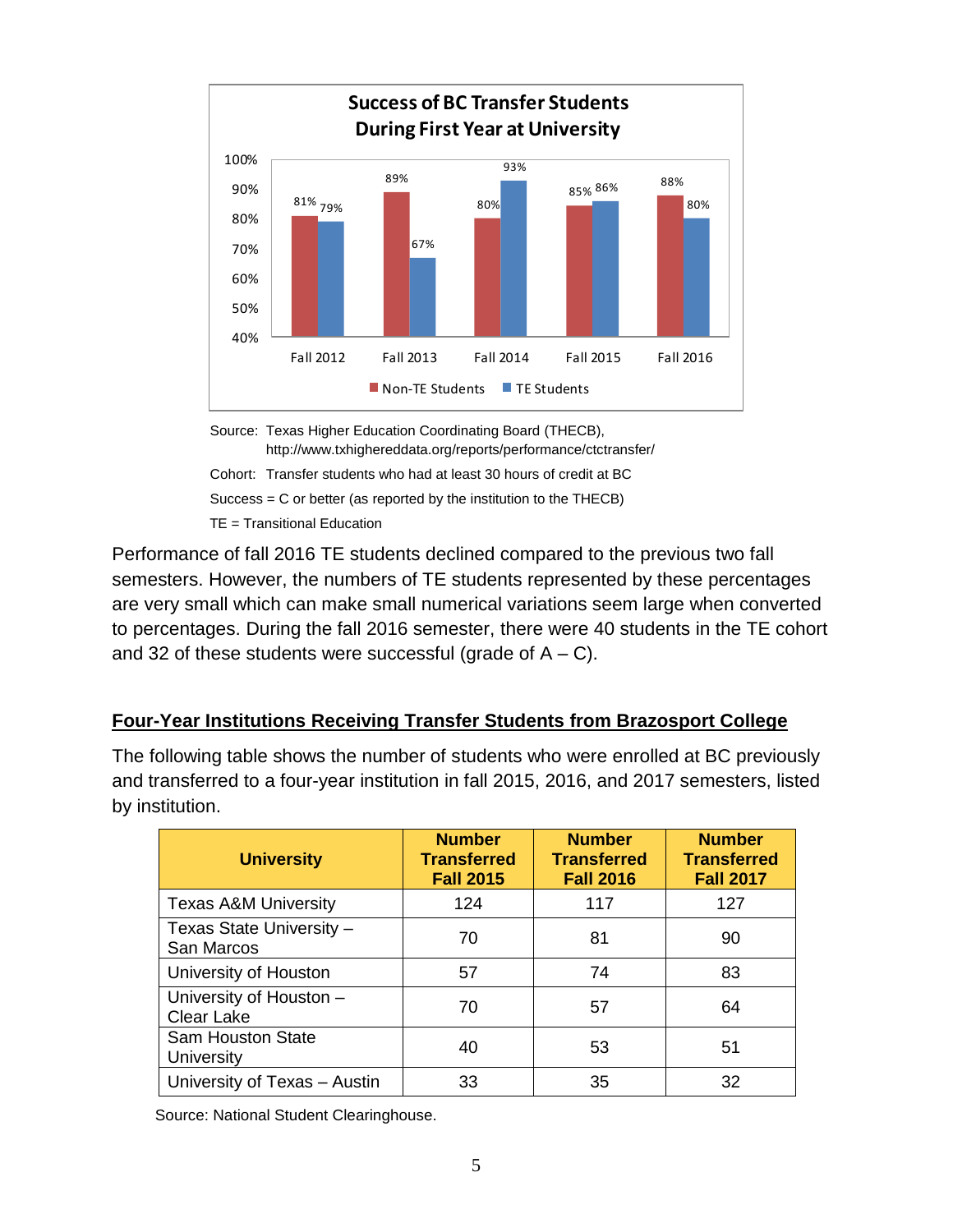**Success of BC Transfer Students During First Year at University**

| | Non-TE Students | TE Students |
|---|---|---|
| Fall 2012 | 81% | 79% |
| Fall 2013 | 89% | 67% |
| Fall 2014 | 80% | 93% |
| Fall 2015 | 85% | 86% |
| Fall 2016 | 88% | 80% |

Source: Texas Higher Education Coordinating Board (THECB), http://www.txhighereddata.org/reports/performance/ctctransfer/

Cohort: Transfer students who had at least 30 hours of credit at BC

Success = C or better (as reported by the institution to the THECB)

TE = Transitional Education

Performance of fall 2016 TE students declined compared to the previous two fall semesters. However, the numbers of TE students represented by these percentages are very small which can make small numerical variations seem large when converted to percentages. During the fall 2016 semester, there were 40 students in the TE cohort and 32 of these students were successful (grade of A – C).

## Four-Year Institutions Receiving Transfer Students from Brazosport College

The following table shows the number of students who were enrolled at BC previously and transferred to a four-year institution in fall 2015, 2016, and 2017 semesters, listed by institution.

| University | Number Transferred Fall 2015 | Number Transferred Fall 2016 | Number Transferred Fall 2017 |
|---|---|---|---|
| Texas A&M University | 124 | 117 | 127 |
| Texas State University – San Marcos | 70 | 81 | 90 |
| University of Houston | 57 | 74 | 83 |
| University of Houston – Clear Lake | 70 | 57 | 64 |
| Sam Houston State University | 40 | 53 | 51 |
| University of Texas – Austin | 33 | 35 | 32 |

Source: National Student Clearinghouse.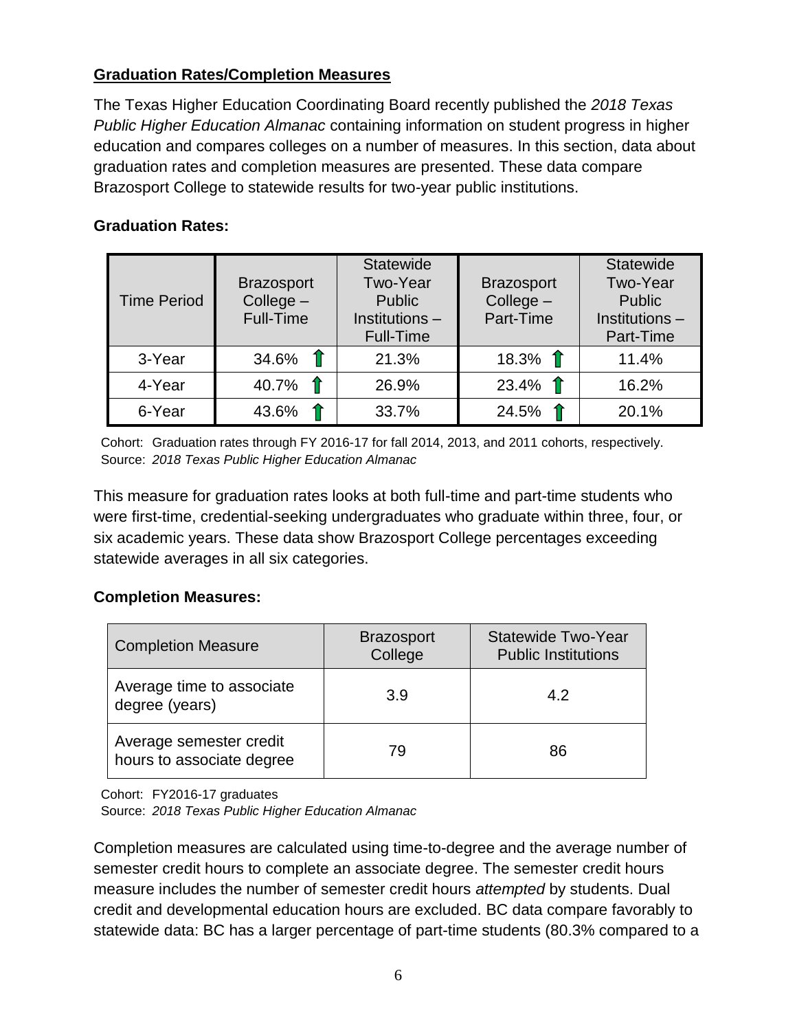**Graduation Rates/Completion Measures**

The Texas Higher Education Coordinating Board recently published the *2018 Texas Public Higher Education Almanac* containing information on student progress in higher education and compares colleges on a number of measures. In this section, data about graduation rates and completion measures are presented. These data compare Brazosport College to statewide results for two-year public institutions.

**Graduation Rates:**

| Time Period | Brazosport College – Full-Time | Statewide Two-Year Public Institutions – Full-Time | Brazosport College – Part-Time | Statewide Two-Year Public Institutions – Part-Time |
|---|---|---|---|---|
| 3-Year | 34.6% ↑ | 21.3% | 18.3% ↑ | 11.4% |
| 4-Year | 40.7% ↑ | 26.9% | 23.4% ↑ | 16.2% |
| 6-Year | 43.6% ↑ | 33.7% | 24.5% ↑ | 20.1% |

Cohort: Graduation rates through FY 2016-17 for fall 2014, 2013, and 2011 cohorts, respectively.
Source: *2018 Texas Public Higher Education Almanac*

This measure for graduation rates looks at both full-time and part-time students who were first-time, credential-seeking undergraduates who graduate within three, four, or six academic years. These data show Brazosport College percentages exceeding statewide averages in all six categories.

**Completion Measures:**

| Completion Measure | Brazosport College | Statewide Two-Year Public Institutions |
|---|---|---|
| Average time to associate degree (years) | 3.9 | 4.2 |
| Average semester credit hours to associate degree | 79 | 86 |

Cohort: FY2016-17 graduates
Source: *2018 Texas Public Higher Education Almanac*

Completion measures are calculated using time-to-degree and the average number of semester credit hours to complete an associate degree. The semester credit hours measure includes the number of semester credit hours *attempted* by students. Dual credit and developmental education hours are excluded. BC data compare favorably to statewide data: BC has a larger percentage of part-time students (80.3% compared to a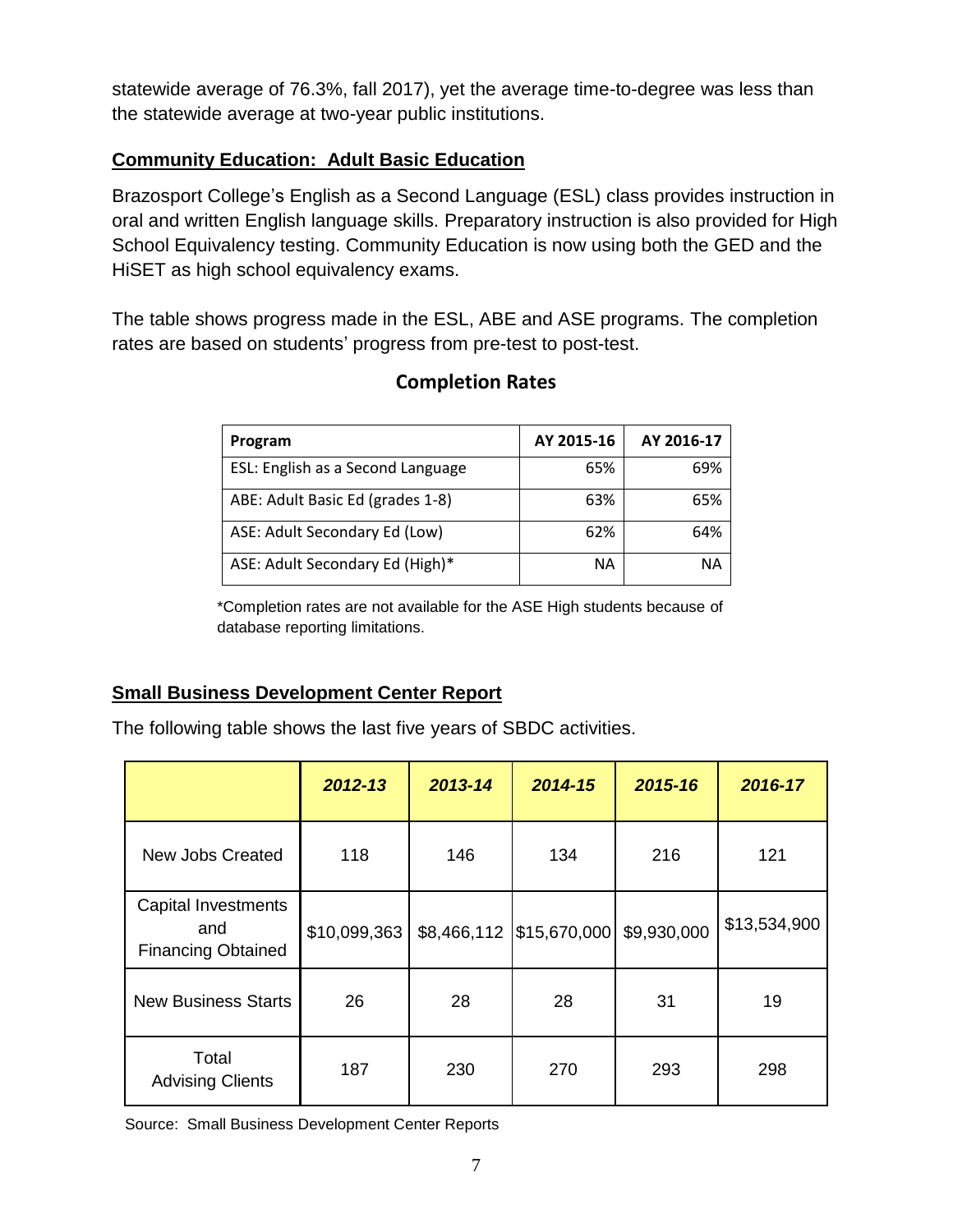statewide average of 76.3%, fall 2017), yet the average time-to-degree was less than the statewide average at two-year public institutions.

## Community Education: Adult Basic Education

Brazosport College's English as a Second Language (ESL) class provides instruction in oral and written English language skills. Preparatory instruction is also provided for High School Equivalency testing. Community Education is now using both the GED and the HiSET as high school equivalency exams.

The table shows progress made in the ESL, ABE and ASE programs. The completion rates are based on students' progress from pre-test to post-test.

### Completion Rates

| Program | AY 2015-16 | AY 2016-17 |
|---|---|---|
| ESL: English as a Second Language | 65% | 69% |
| ABE: Adult Basic Ed (grades 1-8) | 63% | 65% |
| ASE: Adult Secondary Ed (Low) | 62% | 64% |
| ASE: Adult Secondary Ed (High)* | NA | NA |

*Completion rates are not available for the ASE High students because of database reporting limitations.

## Small Business Development Center Report

The following table shows the last five years of SBDC activities.

| | *2012-13* | *2013-14* | *2014-15* | *2015-16* | *2016-17* |
|---|---|---|---|---|---|
| New Jobs Created | 118 | 146 | 134 | 216 | 121 |
| Capital Investments and Financing Obtained | $10,099,363 | $8,466,112 | $15,670,000 | $9,930,000 | $13,534,900 |
| New Business Starts | 26 | 28 | 28 | 31 | 19 |
| Total Advising Clients | 187 | 230 | 270 | 293 | 298 |

Source: Small Business Development Center Reports